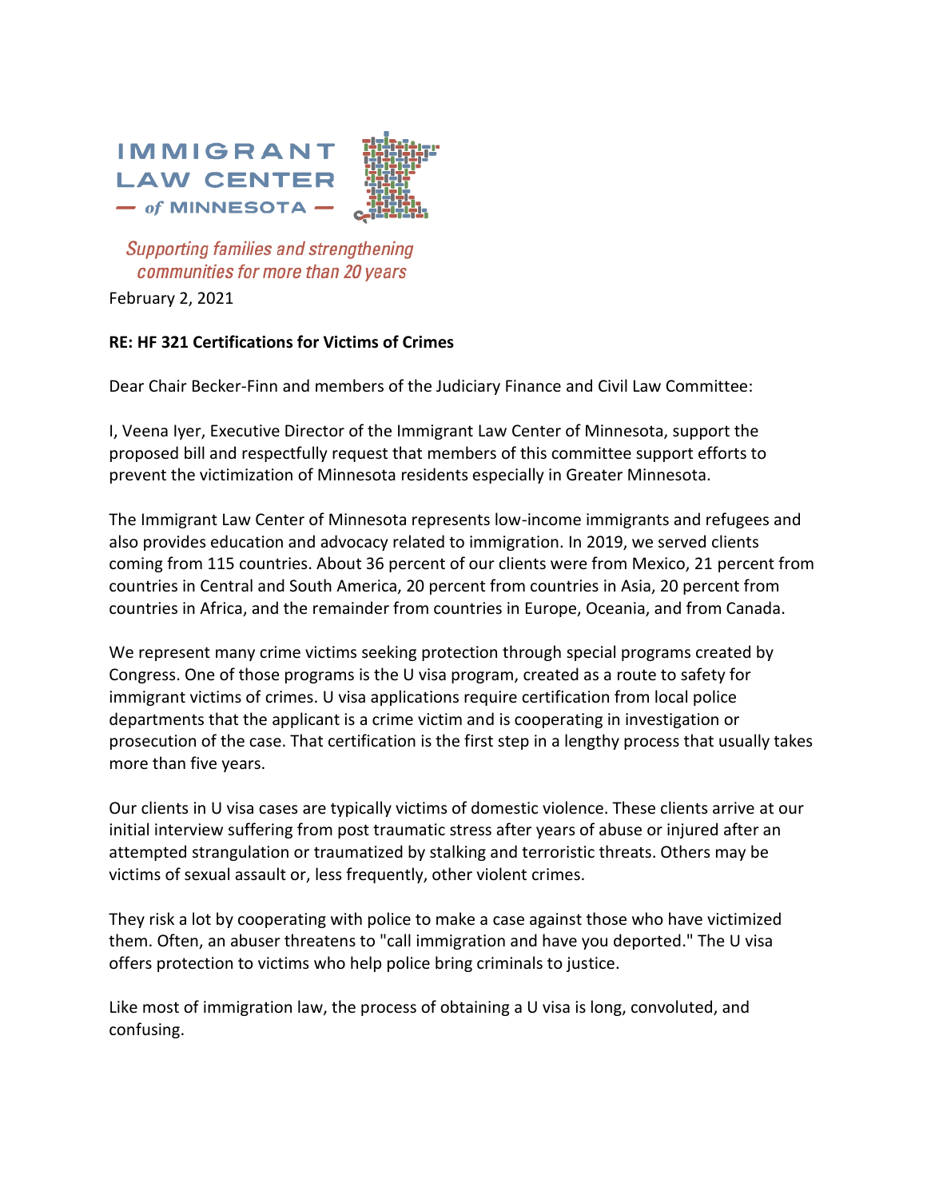IMMIGRANT LAW CENTER — *of* MINNESOTA —

*Supporting families and strengthening communities for more than 20 years*

February 2, 2021

**RE: HF 321 Certifications for Victims of Crimes**

Dear Chair Becker-Finn and members of the Judiciary Finance and Civil Law Committee:

I, Veena Iyer, Executive Director of the Immigrant Law Center of Minnesota, support the proposed bill and respectfully request that members of this committee support efforts to prevent the victimization of Minnesota residents especially in Greater Minnesota.

The Immigrant Law Center of Minnesota represents low-income immigrants and refugees and also provides education and advocacy related to immigration. In 2019, we served clients coming from 115 countries. About 36 percent of our clients were from Mexico, 21 percent from countries in Central and South America, 20 percent from countries in Asia, 20 percent from countries in Africa, and the remainder from countries in Europe, Oceania, and from Canada.

We represent many crime victims seeking protection through special programs created by Congress. One of those programs is the U visa program, created as a route to safety for immigrant victims of crimes. U visa applications require certification from local police departments that the applicant is a crime victim and is cooperating in investigation or prosecution of the case. That certification is the first step in a lengthy process that usually takes more than five years.

Our clients in U visa cases are typically victims of domestic violence. These clients arrive at our initial interview suffering from post traumatic stress after years of abuse or injured after an attempted strangulation or traumatized by stalking and terroristic threats. Others may be victims of sexual assault or, less frequently, other violent crimes.

They risk a lot by cooperating with police to make a case against those who have victimized them. Often, an abuser threatens to "call immigration and have you deported." The U visa offers protection to victims who help police bring criminals to justice.

Like most of immigration law, the process of obtaining a U visa is long, convoluted, and confusing.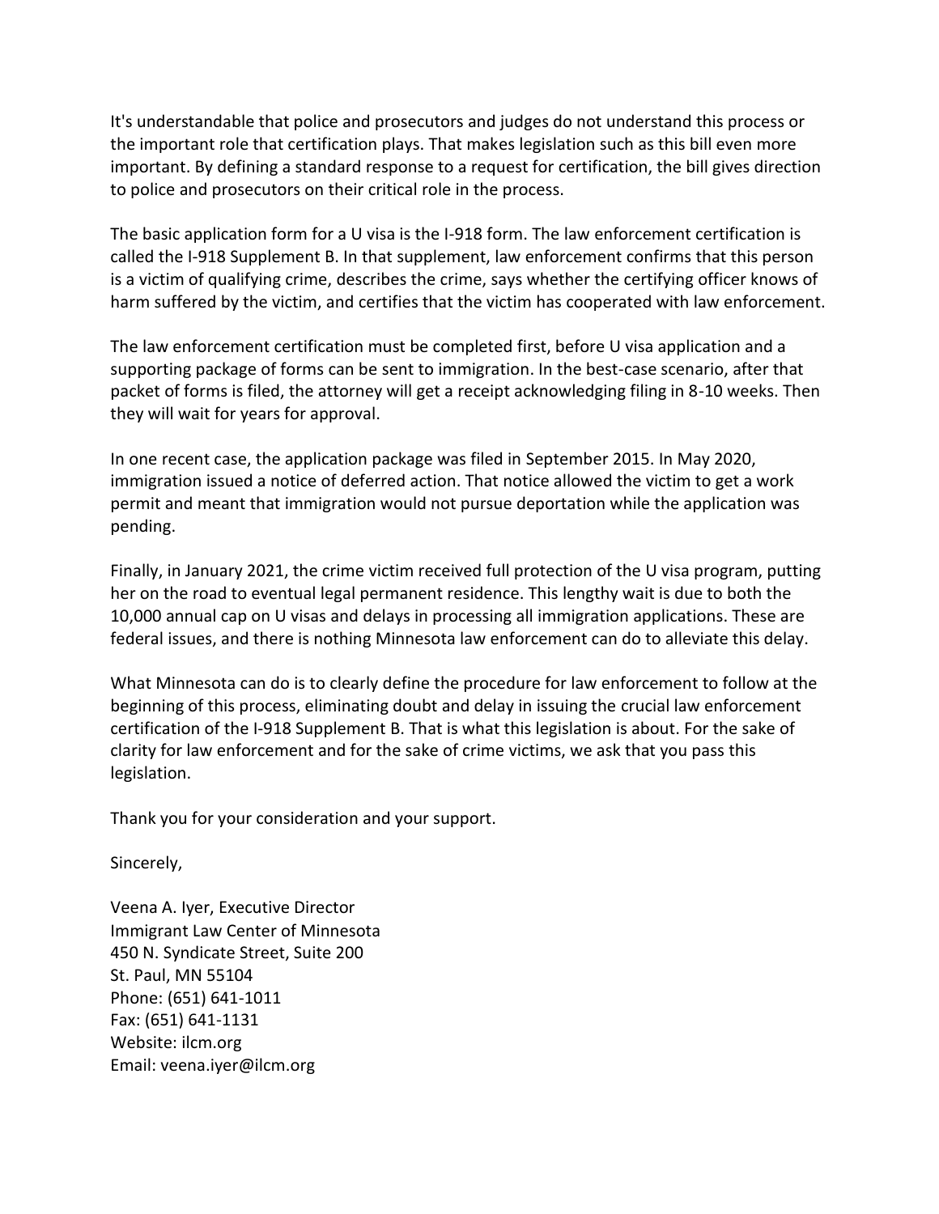It's understandable that police and prosecutors and judges do not understand this process or the important role that certification plays. That makes legislation such as this bill even more important. By defining a standard response to a request for certification, the bill gives direction to police and prosecutors on their critical role in the process.

The basic application form for a U visa is the I-918 form. The law enforcement certification is called the I-918 Supplement B. In that supplement, law enforcement confirms that this person is a victim of qualifying crime, describes the crime, says whether the certifying officer knows of harm suffered by the victim, and certifies that the victim has cooperated with law enforcement.

The law enforcement certification must be completed first, before U visa application and a supporting package of forms can be sent to immigration. In the best-case scenario, after that packet of forms is filed, the attorney will get a receipt acknowledging filing in 8-10 weeks. Then they will wait for years for approval.

In one recent case, the application package was filed in September 2015. In May 2020, immigration issued a notice of deferred action. That notice allowed the victim to get a work permit and meant that immigration would not pursue deportation while the application was pending.

Finally, in January 2021, the crime victim received full protection of the U visa program, putting her on the road to eventual legal permanent residence. This lengthy wait is due to both the 10,000 annual cap on U visas and delays in processing all immigration applications. These are federal issues, and there is nothing Minnesota law enforcement can do to alleviate this delay.

What Minnesota can do is to clearly define the procedure for law enforcement to follow at the beginning of this process, eliminating doubt and delay in issuing the crucial law enforcement certification of the I-918 Supplement B. That is what this legislation is about. For the sake of clarity for law enforcement and for the sake of crime victims, we ask that you pass this legislation.

Thank you for your consideration and your support.

Sincerely,

Veena A. Iyer, Executive Director  
Immigrant Law Center of Minnesota  
450 N. Syndicate Street, Suite 200  
St. Paul, MN 55104  
Phone: (651) 641-1011  
Fax: (651) 641-1131  
Website: ilcm.org  
Email: veena.iyer@ilcm.org